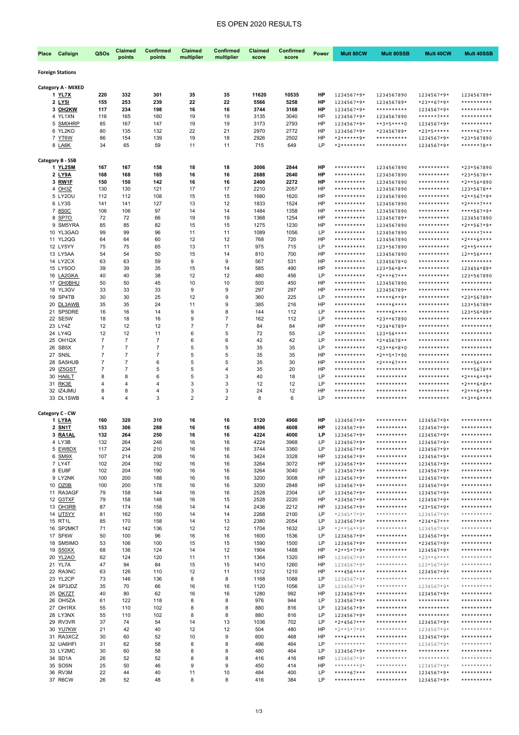# ES OPEN 2020 RESULTS

| Place | Callsign | QSOs | Claimed points | Confirmed points | Claimed multiplier | Confirmed multiplier | Claimed score | Confirmed score | Power | Mult 80CW | Mult 80SSB | Mult 40CW | Mult 40SSB |
|---|---|---|---|---|---|---|---|---|---|---|---|---|---|
| **Foreign Stations** | | | | | | | | | | | | | |
| **Category A - MIXED** | | | | | | | | | | | | | |
| **1** | **YL7X** | **220** | **332** | **301** | **35** | **35** | **11620** | **10535** | **HP** | 1234567*9* | 1234567890 | 1234567*9* | 123456789* |
| **2** | **LY5I** | **155** | **253** | **239** | **22** | **22** | **5566** | **5258** | **HP** | 1234567*9* | 123456789* | *23**67*9* | ********** |
| **3** | **OH2KW** | **117** | **234** | **198** | **16** | **16** | **3744** | **3168** | **HP** | 1234567*9* | ********** | 1234567*9* | ********** |
| 4 | YL1XN | 116 | 165 | 160 | 19 | 19 | 3135 | 3040 | HP | 1234567*9* | 1234567890 | ******7*** | ********** |
| 5 | SM0HRP | 85 | 167 | 147 | 19 | 19 | 3173 | 2793 | HP | 1234567*9* | **3*5****0 | 1234567*9* | ********** |
| 6 | YL2KO | 80 | 135 | 132 | 22 | 21 | 2970 | 2772 | HP | 1234567*9* | *23456789* | *23*5***** | *****67*** |
| 7 | YT6W | 86 | 154 | 139 | 19 | 18 | 2926 | 2502 | HP | *2******9* | ********** | 1234567*9* | *23*567890 |
| 8 | LA6K | 34 | 65 | 59 | 11 | 11 | 715 | 649 | LP | *2******** | ********** | 1234567*9* | ******78** |
| **Category B - SSB** | | | | | | | | | | | | | |
| **1** | **YL2SM** | **167** | **167** | **158** | **18** | **18** | **3006** | **2844** | **HP** | ********** | 1234567890 | ********** | *23*567890 |
| **2** | **LY9A** | **168** | **168** | **165** | **16** | **16** | **2688** | **2640** | **HP** | ********** | 1234567890 | ********** | *23*5678** |
| **3** | **RW1F** | **150** | **150** | **142** | **16** | **16** | **2400** | **2272** | **HP** | ********** | 1234567890 | ********** | *2**56*890 |
| 4 | OH3Z | 130 | 130 | 121 | 17 | 17 | 2210 | 2057 | HP | ********** | 1234567890 | ********** | 123*5678** |
| 5 | LY2OU | 112 | 112 | 108 | 15 | 15 | 1680 | 1620 | HP | ********** | 1234567890 | ********** | *2**567*9* |
| 6 | LY3S | 141 | 141 | 127 | 13 | 12 | 1833 | 1524 | HP | ********** | 1234567890 | ********** | *2****7*** |
| 7 | 8S0C | 106 | 106 | 97 | 14 | 14 | 1484 | 1358 | HP | ********** | 1234567890 | ********** | ****567*9* |
| 8 | SP7O | 72 | 72 | 66 | 19 | 19 | 1368 | 1254 | HP | ********** | 123456789* | ********** | 1234567890 |
| 9 | SM5YRA | 85 | 85 | 82 | 15 | 15 | 1275 | 1230 | HP | ********** | 1234567890 | ********** | *2**567*9* |
| 10 | YL3GAO | 99 | 99 | 96 | 11 | 11 | 1089 | 1056 | LP | ********** | 1234567890 | ********** | ******7*** |
| 11 | YL2QG | 64 | 64 | 60 | 12 | 12 | 768 | 720 | HP | ********** | 1234567890 | ********** | *2**6***** |
| 12 | LY5YY | 75 | 75 | 65 | 13 | 11 | 975 | 715 | LP | ********** | 123*567890 | ********** | *2**5***** |
| 13 | LY5AA | 54 | 54 | 50 | 15 | 14 | 810 | 700 | HP | ********** | 1234567890 | ********** | 12**56**** |
| 14 | LY2CX | 63 | 63 | 59 | 9 | 9 | 567 | 531 | HP | ********** | 12345678*0 | ********** | ********** |
| 15 | LY5OO | 39 | 39 | 35 | 15 | 14 | 585 | 490 | HP | ********** | 123*56*8** | ********** | 123456*89* |
| 16 | LA2GKA | 40 | 40 | 38 | 12 | 12 | 480 | 456 | LP | ********** | *2***67*** | ********** | 123*567890 |
| 17 | OH0BHU | 50 | 50 | 45 | 10 | 10 | 500 | 450 | HP | ********** | 1234567890 | ********** | ********** |
| 18 | YL3GV | 33 | 33 | 33 | 9 | 9 | 297 | 297 | HP | ********** | 123456789* | ********** | ********** |
| 19 | SP4TB | 30 | 30 | 25 | 12 | 9 | 360 | 225 | LP | ********** | *****6**9* | ********** | *23*56789* |
| 20 | DL3AWB | 35 | 35 | 24 | 11 | 9 | 385 | 216 | HP | ********** | *****6**** | ********** | 123*56789* |
| 21 | SP5DRE | 16 | 16 | 14 | 9 | 8 | 144 | 112 | LP | ********** | *****6**** | ********** | 123*56*89* |
| 22 | SE5W | 18 | 18 | 16 | 9 | 7 | 162 | 112 | LP | ********** | *23**67890 | ********** | ********** |
| 23 | LY4Z | 12 | 12 | 12 | 7 | 7 | 84 | 84 | HP | ********** | *234*6789* | ********** | ********** |
| 24 | LY4Q | 12 | 12 | 11 | 6 | 5 | 72 | 55 | LP | ********** | 123*56**** | ********** | ********** |
| 25 | OH1QX | 7 | 7 | 7 | 6 | 6 | 42 | 42 | LP | ********** | *2*45678** | ********** | ********** |
| 26 | SB5X | 7 | 7 | 7 | 5 | 5 | 35 | 35 | LP | ********** | *23**6*8*0 | ********** | ********** |
| 27 | SN5L | 7 | 7 | 7 | 5 | 5 | 35 | 35 | HP | ********** | *2**5*7*90 | ********** | ********** |
| 28 | SA5HUB | 7 | 7 | 6 | 5 | 5 | 35 | 30 | HP | ********** | *2***67*** | ********** | ****56**** |
| 29 | IZ5GST | 7 | 7 | 5 | 5 | 4 | 35 | 20 | HP | ********** | ********** | ********** | ****5678** |
| 30 | HA6LT | 8 | 8 | 6 | 5 | 3 | 40 | 18 | LP | ********** | ********** | ********** | *2***6**9* |
| 31 | RK3E | 4 | 4 | 4 | 3 | 3 | 12 | 12 | LP | ********** | ********** | ********** | *2***6*8** |
| 32 | IZ4JMU | 8 | 8 | 4 | 3 | 3 | 24 | 12 | HP | ********** | ********** | ********** | *2***6**9* |
| 33 | DL1SWB | 4 | 4 | 3 | 2 | 2 | 8 | 6 | LP | ********** | ********** | ********** | **3**6**** |
| **Category C - CW** | | | | | | | | | | | | | |
| **1** | **LY8A** | **160** | **320** | **310** | **16** | **16** | **5120** | **4960** | **HP** | 1234567*9* | ********** | 1234567*9* | ********** |
| **2** | **SN1T** | **153** | **306** | **288** | **16** | **16** | **4896** | **4608** | **HP** | 1234567*9* | ********** | 1234567*9* | ********** |
| **3** | **RA1AL** | **132** | **264** | **250** | **16** | **16** | **4224** | **4000** | **LP** | 1234567*9* | ********** | 1234567*9* | ********** |
| 4 | LY3B | 132 | 264 | 248 | 16 | 16 | 4224 | 3968 | LP | 1234567*9* | ********** | 1234567*9* | ********** |
| 5 | EW8DX | 117 | 234 | 210 | 16 | 16 | 3744 | 3360 | LP | 1234567*9* | ********** | 1234567*9* | ********** |
| 6 | SM9X | 107 | 214 | 208 | 16 | 16 | 3424 | 3328 | HP | 1234567*9* | ********** | 1234567*9* | ********** |
| 7 | LY4T | 102 | 204 | 192 | 16 | 16 | 3264 | 3072 | HP | 1234567*9* | ********** | 1234567*9* | ********** |
| 8 | EU8F | 102 | 204 | 190 | 16 | 16 | 3264 | 3040 | LP | 1234567*9* | ********** | 1234567*9* | ********** |
| 9 | LY2NK | 100 | 200 | 188 | 16 | 16 | 3200 | 3008 | HP | 1234567*9* | ********** | 1234567*9* | ********** |
| 10 | OZ0B | 100 | 200 | 178 | 16 | 16 | 3200 | 2848 | HP | 1234567*9* | ********** | 1234567*9* | ********** |
| 11 | RA3AGF | 79 | 158 | 144 | 16 | 16 | 2528 | 2304 | LP | 1234567*9* | ********** | 1234567*9* | ********** |
| 12 | G3TXF | 79 | 158 | 148 | 16 | 15 | 2528 | 2220 | HP | *234567*9* | ********** | 1234567*9* | ********** |
| 13 | OH3RB | 87 | 174 | 158 | 14 | 14 | 2436 | 2212 | HP | 1234567*9* | ********** | *23*567*9* | ********** |
| 14 | UT5YY | 81 | 162 | 150 | 14 | 14 | 2268 | 2100 | LP | *2345*7*9* | ********** | 1234567*9* | ********** |
| 15 | RT1L | 85 | 170 | 158 | 14 | 13 | 2380 | 2054 | LP | 1234567*9* | ********** | *234*67*** | ********** |
| 16 | SP2MKT | 71 | 142 | 136 | 12 | 12 | 1704 | 1632 | LP | *2**56**9* | ********** | 1234567*9* | ********** |
| 17 | SF6W | 50 | 100 | 96 | 16 | 16 | 1600 | 1536 | LP | 1234567*9* | ********** | 1234567*9* | ********** |
| 18 | SM5IMO | 53 | 106 | 100 | 15 | 15 | 1590 | 1500 | LP | 1234567*9* | ********** | *234567*9* | ********** |
| 19 | S50XX | 68 | 136 | 124 | 14 | 12 | 1904 | 1488 | HP | *2**5*7*9* | ********** | 1234567*9* | ********** |
| 20 | YL2AO | 62 | 124 | 120 | 11 | 11 | 1364 | 1320 | HP | 1234567*9* | ********** | *23**6**** | ********** |
| 21 | YL7A | 47 | 94 | 84 | 15 | 15 | 1410 | 1260 | HP | 1234567*9* | ********** | 123*567*9* | ********** |
| 22 | RA3NC | 63 | 126 | 110 | 12 | 11 | 1512 | 1210 | HP | ***456**** | ********** | 1234567*9* | ********** |
| 23 | YL2CP | 73 | 146 | 136 | 8 | 8 | 1168 | 1088 | LP | 1234567*9* | ********** | ********** | ********** |
| 24 | SP3JDZ | 35 | 70 | 66 | 16 | 16 | 1120 | 1056 | LP | 1234567*9* | ********** | 1234567*9* | ********** |
| 25 | DK7ZT | 40 | 80 | 62 | 16 | 16 | 1280 | 992 | HP | 1234567*9* | ********** | 1234567*9* | ********** |
| 26 | OH5ZA | 61 | 122 | 118 | 8 | 8 | 976 | 944 | LP | 1234567*9* | ********** | ********** | ********** |
| 27 | OH1RX | 55 | 110 | 102 | 8 | 8 | 880 | 816 | LP | 1234567*9* | ********** | ********** | ********** |
| 28 | LY3NX | 55 | 110 | 102 | 8 | 8 | 880 | 816 | LP | 1234567*9* | ********** | ********** | ********** |
| 29 | RV3VR | 37 | 74 | 54 | 14 | 13 | 1036 | 702 | LP | *2*4567*** | ********** | 1234567*9* | ********** |
| 30 | YU7KW | 21 | 42 | 40 | 12 | 12 | 504 | 480 | HP | *2**5*7*9* | ********** | 1234567*9* | ********** |
| 31 | RA3XCZ | 30 | 60 | 52 | 10 | 9 | 600 | 468 | HP | ***4****** | ********** | 1234567*9* | ********** |
| 32 | UA6HFI | 31 | 62 | 58 | 8 | 8 | 496 | 464 | LP | ********** | ********** | 1234567*9* | ********** |
| 33 | LY2MC | 30 | 60 | 58 | 8 | 8 | 480 | 464 | LP | 1234567*9* | ********** | ********** | ********** |
| 34 | SD1A | 26 | 52 | 52 | 8 | 8 | 416 | 416 | HP | 1234567*9* | ********** | ********** | ********** |
| 35 | SO5N | 25 | 50 | 46 | 9 | 9 | 450 | 414 | HP | ********9* | ********** | 1234567*9* | ********** |
| 36 | RV3M | 22 | 44 | 40 | 11 | 10 | 484 | 400 | LP | *****67*** | ********** | 1234567*9* | ********** |
| 37 | R6CW | 26 | 52 | 48 | 8 | 8 | 416 | 384 | LP | ********** | ********** | 1234567*9* | ********** |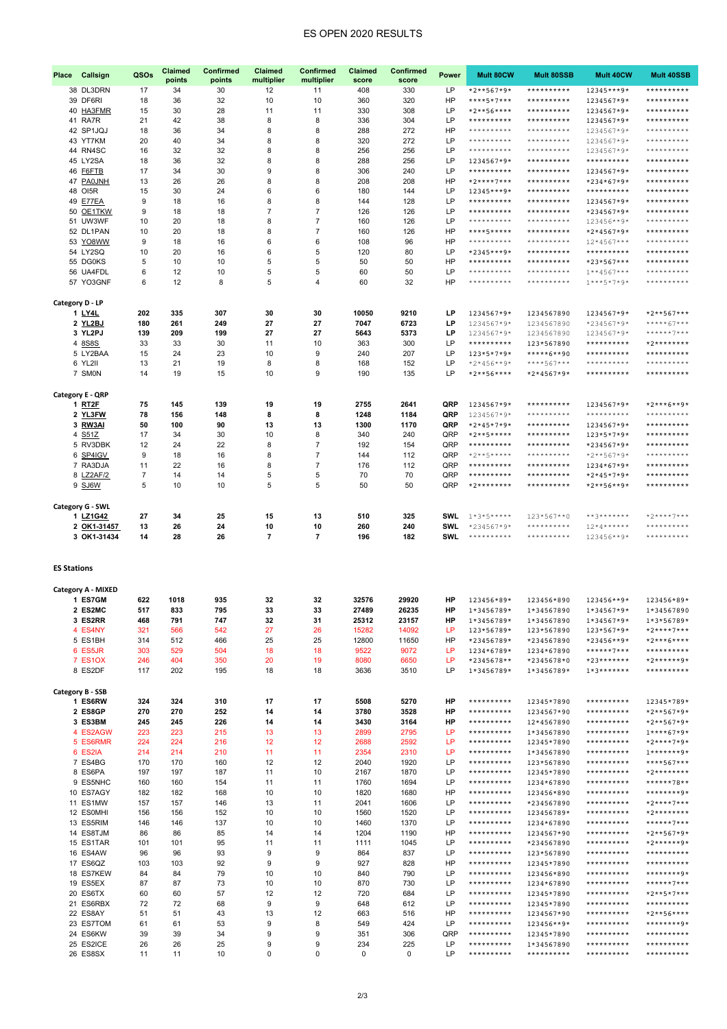# ES OPEN 2020 RESULTS

| Place | Callsign | QSOs | Claimed points | Confirmed points | Claimed multiplier | Confirmed multiplier | Claimed score | Confirmed score | Power | Mult 80CW | Mult 80SSB | Mult 40CW | Mult 40SSB |
|---|---|---|---|---|---|---|---|---|---|---|---|---|---|
| 38 | DL3DRN | 17 | 34 | 30 | 12 | 11 | 408 | 330 | LP | *2**567*9* | ********** | 12345***9* | ********** |
| 39 | DF6RI | 18 | 36 | 32 | 10 | 10 | 360 | 320 | HP | ****5*7*** | ********** | 1234567*9* | ********** |
| 40 | HA3FMR | 15 | 30 | 28 | 11 | 11 | 330 | 308 | LP | *2**56**** | ********** | 1234567*9* | ********** |
| 41 | RA7R | 21 | 42 | 38 | 8 | 8 | 336 | 304 | LP | ********** | ********** | 1234567*9* | ********** |
| 42 | SP1JQJ | 18 | 36 | 34 | 8 | 8 | 288 | 272 | HP | ********** | ********** | 1234567*9* | ********** |
| 43 | YT7KM | 20 | 40 | 34 | 8 | 8 | 320 | 272 | LP | ********** | ********** | 1234567*9* | ********** |
| 44 | RN4SC | 16 | 32 | 32 | 8 | 8 | 256 | 256 | LP | ********** | ********** | 1234567*9* | ********** |
| 45 | LY2SA | 18 | 36 | 32 | 8 | 8 | 288 | 256 | LP | 1234567*9* | ********** | ********** | ********** |
| 46 | F6FTB | 17 | 34 | 30 | 9 | 8 | 306 | 240 | LP | ********** | ********** | 1234567*9* | ********** |
| 47 | PA0JNH | 13 | 26 | 26 | 8 | 8 | 208 | 208 | HP | *2****7*** | ********** | *234*67*9* | ********** |
| 48 | OI5R | 15 | 30 | 24 | 6 | 6 | 180 | 144 | LP | 12345***9* | ********** | ********** | ********** |
| 49 | E77EA | 9 | 18 | 16 | 8 | 8 | 144 | 128 | LP | ********** | ********** | 1234567*9* | ********** |
| 50 | OE1TKW | 9 | 18 | 18 | 7 | 7 | 126 | 126 | LP | ********** | ********** | *234567*9* | ********** |
| 51 | UW3WF | 10 | 20 | 18 | 8 | 7 | 160 | 126 | LP | ********** | ********** | 123456**9* | ********** |
| 52 | DL1PAN | 10 | 20 | 18 | 8 | 7 | 160 | 126 | HP | ****5***** | ********** | *2*4567*9* | ********** |
| 53 | YO8WW | 9 | 18 | 16 | 6 | 6 | 108 | 96 | HP | ********** | ********** | 12*4567*** | ********** |
| 54 | LY2SQ | 10 | 20 | 16 | 6 | 5 | 120 | 80 | LP | *2345***9* | ********** | ********** | ********** |
| 55 | DG0KS | 5 | 10 | 10 | 5 | 5 | 50 | 50 | HP | ********** | ********** | *23*567*** | ********** |
| 56 | UA4FDL | 6 | 12 | 10 | 5 | 5 | 60 | 50 | LP | ********** | ********** | 1**4567*** | ********** |
| 57 | YO3GNF | 6 | 12 | 8 | 5 | 4 | 60 | 32 | HP | ********** | ********** | 1***5*7*9* | ********** |
| **Category D - LP** | | | | | | | | | | | | | |
| **1** | **LY4L** | **202** | **335** | **307** | **30** | **30** | **10050** | **9210** | **LP** | 1234567*9* | 1234567890 | 1234567*9* | *2**567*** |
| **2** | **YL2BJ** | **180** | **261** | **249** | **27** | **27** | **7047** | **6723** | **LP** | 1234567*9* | 1234567890 | *234567*9* | *****67*** |
| **3** | **YL2PJ** | **139** | **209** | **199** | **27** | **27** | **5643** | **5373** | **LP** | 1234567*9* | 1234567890 | 1234567*9* | ******7*** |
| 4 | 8S8S | 33 | 33 | 30 | 11 | 10 | 363 | 300 | LP | ********** | 123*567890 | ********** | *2******** |
| 5 | LY2BAA | 15 | 24 | 23 | 10 | 9 | 240 | 207 | LP | 123*5*7*9* | *****6**90 | ********** | ********** |
| 6 | YL2II | 13 | 21 | 19 | 8 | 8 | 168 | 152 | LP | *2*456**9* | ****567*** | ********** | ********** |
| 7 | SM0N | 14 | 19 | 15 | 10 | 9 | 190 | 135 | LP | *2**56**** | *2*4567*9* | ********** | ********** |
| **Category E - QRP** | | | | | | | | | | | | | |
| **1** | **RT2F** | **75** | **145** | **139** | **19** | **19** | **2755** | **2641** | **QRP** | 1234567*9* | ********** | 1234567*9* | *2***6**9* |
| **2** | **YL3FW** | **78** | **156** | **148** | **8** | **8** | **1248** | **1184** | **QRP** | 1234567*9* | ********** | ********** | ********** |
| **3** | **RW3AI** | **50** | **100** | **90** | **13** | **13** | **1300** | **1170** | **QRP** | *2*45*7*9* | ********** | 1234567*9* | ********** |
| 4 | S51Z | 17 | 34 | 30 | 10 | 8 | 340 | 240 | QRP | *2**5***** | ********** | 123*5*7*9* | ********** |
| 5 | RV3DBK | 12 | 24 | 22 | 8 | 7 | 192 | 154 | QRP | ********** | ********** | *234567*9* | ********** |
| 6 | SP4IGV | 9 | 18 | 16 | 8 | 7 | 144 | 112 | QRP | *2**5***** | ********** | *2**567*9* | ********** |
| 7 | RA3DJA | 11 | 22 | 16 | 8 | 7 | 176 | 112 | QRP | ********** | ********** | 1234*67*9* | ********** |
| 8 | LZ2AF/2 | 7 | 14 | 14 | 5 | 5 | 70 | 70 | QRP | ********** | ********** | *2*45*7*9* | ********** |
| 9 | SJ6W | 5 | 10 | 10 | 5 | 5 | 50 | 50 | QRP | *2******** | ********** | *2**56**9* | ********** |
| **Category G - SWL** | | | | | | | | | | | | | |
| **1** | **LZ1G42** | **27** | **34** | **25** | **15** | **13** | **510** | **325** | **SWL** | 1*3*5***** | 123*567**0 | **3******* | *2****7*** |
| **2** | **OK1-31457** | **13** | **26** | **24** | **10** | **10** | **260** | **240** | **SWL** | *234567*9* | ********** | 12*4****** | ********** |
| **3** | **OK1-31434** | **14** | **28** | **26** | **7** | **7** | **196** | **182** | **SWL** | ********** | ********** | 123456**9* | ********** |

## ES Stations

| Place | Callsign | QSOs | Claimed points | Confirmed points | Claimed multiplier | Confirmed multiplier | Claimed score | Confirmed score | Power | Mult 80CW | Mult 80SSB | Mult 40CW | Mult 40SSB |
|---|---|---|---|---|---|---|---|---|---|---|---|---|---|
| **Category A - MIXED** | | | | | | | | | | | | | |
| **1** | **ES7GM** | **622** | **1018** | **935** | **32** | **32** | **32576** | **29920** | **HP** | 123456*89* | 123456*890 | 123456**9* | 123456*89* |
| **2** | **ES2MC** | **517** | **833** | **795** | **33** | **33** | **27489** | **26235** | **HP** | 1*3456789* | 1*34567890 | 1*34567*9* | 1*34567890 |
| **3** | **ES2RR** | **468** | **791** | **747** | **32** | **31** | **25312** | **23157** | **HP** | 1*3456789* | 1*34567890 | 1*34567*9* | 1*3*56789* |
| 4 | ES4NY | 321 | 566 | 542 | 27 | 26 | 15282 | 14092 | LP | 123*56789* | 123*567890 | 123*567*9* | *2****7*** |
| 5 | ES1BH | 314 | 512 | 466 | 25 | 25 | 12800 | 11650 | HP | *23456789* | *234567890 | *23456**9* | *2***6**** |
| 6 | ES5JR | 303 | 529 | 504 | 18 | 18 | 9522 | 9072 | LP | 1234*6789* | 1234*67890 | ******7*** | ********** |
| 7 | ES1OX | 246 | 404 | 350 | 20 | 19 | 8080 | 6650 | LP | *2345678** | *2345678*0 | *23******* | *2******9* |
| 8 | ES2DF | 117 | 202 | 195 | 18 | 18 | 3636 | 3510 | LP | 1*3456789* | 1*3456789* | 1*3******* | ********** |
| **Category B - SSB** | | | | | | | | | | | | | |
| **1** | **ES6RW** | **324** | **324** | **310** | **17** | **17** | **5508** | **5270** | **HP** | ********** | 12345*7890 | ********** | 12345*789* |
| **2** | **ES8GP** | **270** | **270** | **252** | **14** | **14** | **3780** | **3528** | **HP** | ********** | 1234567*90 | ********** | *2**567*9* |
| **3** | **ES3BM** | **245** | **245** | **226** | **14** | **14** | **3430** | **3164** | **HP** | ********** | 12*4567890 | ********** | *2**567*9* |
| 4 | ES2AGW | 223 | 223 | 215 | 13 | 13 | 2899 | 2795 | LP | ********** | 1*34567890 | ********** | 1****67*9* |
| 5 | ES6RMR | 224 | 224 | 216 | 12 | 12 | 2688 | 2592 | LP | ********** | 12345*7890 | ********** | *2****7*9* |
| 6 | ES2IA | 214 | 214 | 210 | 11 | 11 | 2354 | 2310 | LP | ********** | 1*34567890 | ********** | 1*******9* |
| 7 | ES4BG | 170 | 170 | 160 | 12 | 12 | 2040 | 1920 | LP | ********** | 123*567890 | ********** | ****567*** |
| 8 | ES6PA | 197 | 197 | 187 | 11 | 10 | 2167 | 1870 | LP | ********** | 12345*7890 | ********** | *2******** |
| 9 | ES5NHC | 160 | 160 | 154 | 11 | 11 | 1760 | 1694 | LP | ********** | 1234*67890 | ********** | ******78** |
| 10 | ES7AGY | 182 | 182 | 168 | 10 | 10 | 1820 | 1680 | HP | ********** | 123456*890 | ********** | ********9* |
| 11 | ES1MW | 157 | 157 | 146 | 13 | 11 | 2041 | 1606 | LP | ********** | *234567890 | ********** | *2****7*** |
| 12 | ES0MHI | 156 | 156 | 152 | 10 | 10 | 1560 | 1520 | LP | ********** | 12345678*0 | ********** | *2******** |
| 13 | ES5RIM | 146 | 146 | 137 | 10 | 10 | 1460 | 1370 | LP | ********** | 1234*67890 | ********** | ******7*** |
| 14 | ES8TJM | 86 | 86 | 85 | 14 | 14 | 1204 | 1190 | HP | ********** | 1234567*90 | ********** | *2**567*9* |
| 15 | ES1TAR | 101 | 101 | 95 | 11 | 11 | 1111 | 1045 | LP | ********** | *234567890 | ********** | *2******9* |
| 16 | ES4AW | 96 | 96 | 93 | 9 | 9 | 864 | 837 | LP | ********** | 123*567890 | ********** | ********** |
| 17 | ES6QZ | 103 | 103 | 92 | 9 | 9 | 927 | 828 | HP | ********** | 12345*7890 | ********** | ********** |
| 18 | ES7KEW | 84 | 84 | 79 | 10 | 10 | 840 | 790 | LP | ********** | 123456*890 | ********** | ********9* |
| 19 | ES5EX | 87 | 87 | 73 | 10 | 10 | 870 | 730 | LP | ********** | 1234*67890 | ********** | ******7*** |
| 20 | ES6TX | 60 | 60 | 57 | 12 | 12 | 720 | 684 | LP | ********** | 12345*7890 | ********** | *2**5*7*** |
| 21 | ES6RBX | 72 | 72 | 68 | 9 | 9 | 648 | 612 | LP | ********** | 12345*7890 | ********** | ********** |
| 22 | ES8AY | 51 | 51 | 43 | 13 | 12 | 663 | 516 | HP | ********** | 1234567*90 | ********** | *2**56**** |
| 23 | ES7TOM | 61 | 61 | 53 | 9 | 8 | 549 | 424 | LP | ********** | 123456**9* | ********** | ********9* |
| 24 | ES6KW | 39 | 39 | 34 | 9 | 9 | 351 | 306 | QRP | ********** | 12345*7890 | ********** | ********** |
| 25 | ES2ICE | 26 | 26 | 25 | 9 | 9 | 234 | 225 | LP | ********** | 1*34567890 | ********** | ********** |
| 26 | ES8SX | 11 | 11 | 10 | 0 | 0 | 0 | 0 | LP | ********** | ********** | ********** | ********** |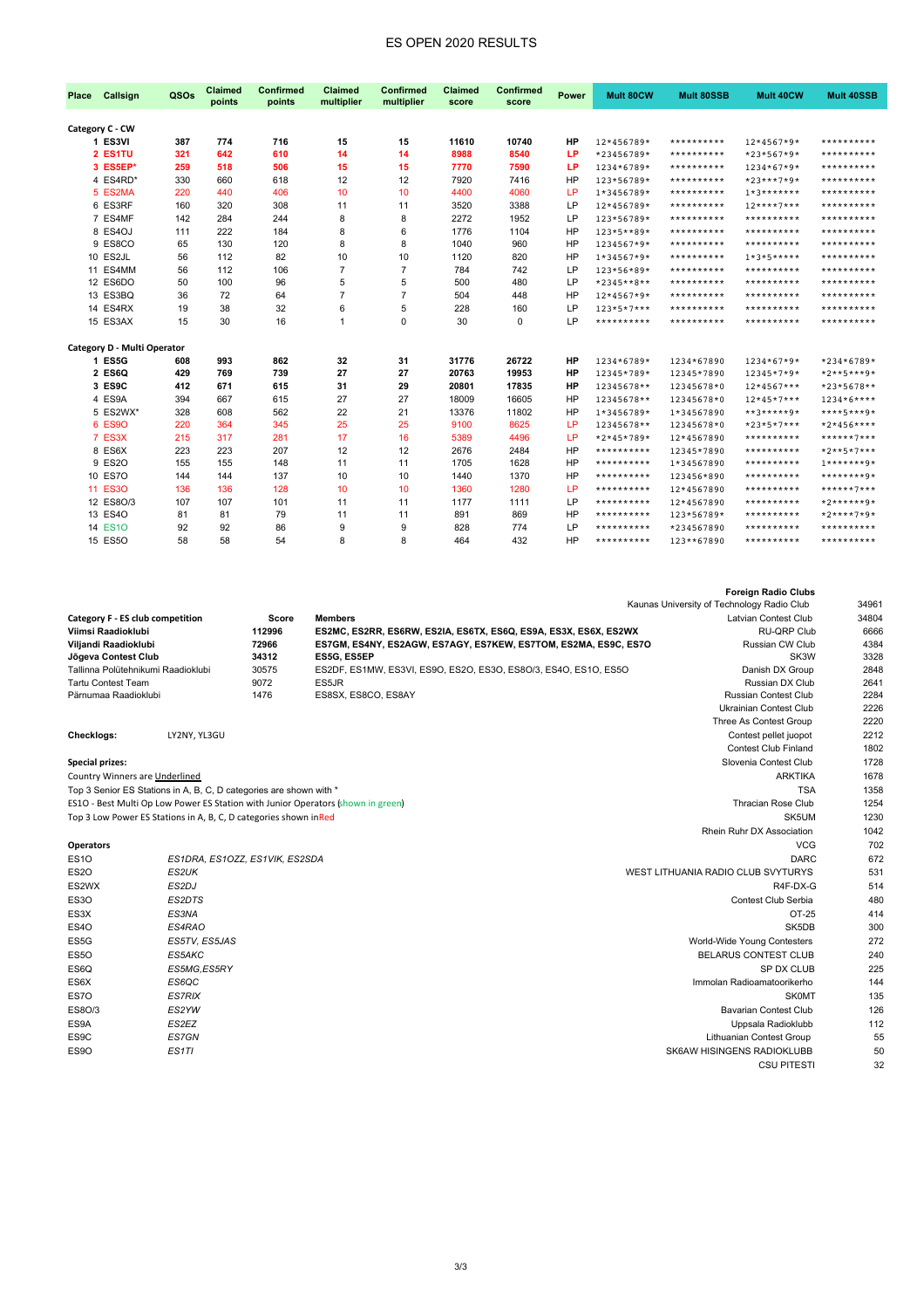# ES OPEN 2020 RESULTS

| Place | Callsign | QSOs | Claimed points | Confirmed points | Claimed multiplier | Confirmed multiplier | Claimed score | Confirmed score | Power | Mult 80CW | Mult 80SSB | Mult 40CW | Mult 40SSB |
|---|---|---|---|---|---|---|---|---|---|---|---|---|---|
| **Category C - CW** | | | | | | | | | | | | | |
| 1 | **ES3VI** | **387** | **774** | **716** | **15** | **15** | **11610** | **10740** | **HP** | 12*456789* | ********** | 12*4567*9* | ********** |
| 2 | **ES1TU** | **321** | **642** | **610** | **14** | **14** | **8988** | **8540** | **LP** | *23456789* | ********** | *23*567*9* | ********** |
| 3 | **ES5EP*** | **259** | **518** | **506** | **15** | **15** | **7770** | **7590** | **LP** | 1234*6789* | ********** | 1234*67*9* | ********** |
| 4 | ES4RD* | 330 | 660 | 618 | 12 | 12 | 7920 | 7416 | HP | 123*56789* | ********** | *23***7*9* | ********** |
| 5 | ES2MA | 220 | 440 | 406 | 10 | 10 | 4400 | 4060 | LP | 1*3456789* | ********** | 1*3******* | ********** |
| 6 | ES3RF | 160 | 320 | 308 | 11 | 11 | 3520 | 3388 | LP | 12*456789* | ********** | 12****7*** | ********** |
| 7 | ES4MF | 142 | 284 | 244 | 8 | 8 | 2272 | 1952 | LP | 123*56789* | ********** | ********** | ********** |
| 8 | ES4OJ | 111 | 222 | 184 | 8 | 6 | 1776 | 1104 | HP | 123*5**89* | ********** | ********** | ********** |
| 9 | ES8CO | 65 | 130 | 120 | 8 | 8 | 1040 | 960 | HP | 1234567*9* | ********** | ********** | ********** |
| 10 | ES2JL | 56 | 112 | 82 | 10 | 10 | 1120 | 820 | HP | 1*34567*9* | ********** | 1*3*5***** | ********** |
| 11 | ES4MM | 56 | 112 | 106 | 7 | 7 | 784 | 742 | LP | 123*56*89* | ********** | ********** | ********** |
| 12 | ES6DO | 50 | 100 | 96 | 5 | 5 | 500 | 480 | LP | *2345**8** | ********** | ********** | ********** |
| 13 | ES3BQ | 36 | 72 | 64 | 7 | 7 | 504 | 448 | HP | 12*4567*9* | ********** | ********** | ********** |
| 14 | ES4RX | 19 | 38 | 32 | 6 | 5 | 228 | 160 | LP | 123*5*7*** | ********** | ********** | ********** |
| 15 | ES3AX | 15 | 30 | 16 | 1 | 0 | 30 | 0 | LP | ********** | ********** | ********** | ********** |
| **Category D - Multi Operator** | | | | | | | | | | | | | |
| 1 | **ES5G** | **608** | **993** | **862** | **32** | **31** | **31776** | **26722** | **HP** | 1234*6789* | 1234*67890 | 1234*67*9* | *234*6789* |
| 2 | **ES6Q** | **429** | **769** | **739** | **27** | **27** | **20763** | **19953** | **HP** | 12345*789* | 12345*7890 | 12345*7*9* | *2**5***9* |
| 3 | **ES9C** | **412** | **671** | **615** | **31** | **29** | **20801** | **17835** | **HP** | 12345678** | 12345678*0 | 12*4567*** | *23*5678** |
| 4 | ES9A | 394 | 667 | 615 | 27 | 27 | 18009 | 16605 | HP | 12345678** | 12345678*0 | 12*45*7*** | 1234*6**** |
| 5 | ES2WX* | 328 | 608 | 562 | 22 | 21 | 13376 | 11802 | HP | 1*3456789* | 1*34567890 | **3*****9* | ****5***9* |
| 6 | ES9O | 220 | 364 | 345 | 25 | 25 | 9100 | 8625 | LP | 12345678** | 12345678*0 | *23*5*7*** | *2*456**** |
| 7 | ES3X | 215 | 317 | 281 | 17 | 16 | 5389 | 4496 | LP | *2*45*789* | 12*4567890 | ********** | ******7*** |
| 8 | ES6X | 223 | 223 | 207 | 12 | 12 | 2676 | 2484 | HP | ********** | 12345*7890 | ********** | *2**5*7*** |
| 9 | ES2O | 155 | 155 | 148 | 11 | 11 | 1705 | 1628 | HP | ********** | 1*34567890 | ********** | 1*******9* |
| 10 | ES7O | 144 | 144 | 137 | 10 | 10 | 1440 | 1370 | HP | ********** | 123456*890 | ********** | ********9* |
| 11 | ES3O | 136 | 136 | 128 | 10 | 10 | 1360 | 1280 | LP | ********** | 12*4567890 | ********** | ******7*** |
| 12 | ES8O/3 | 107 | 107 | 101 | 11 | 11 | 1177 | 1111 | LP | ********** | 12*4567890 | ********** | *2******9* |
| 13 | ES4O | 81 | 81 | 79 | 11 | 11 | 891 | 869 | HP | ********** | 123*56789* | ********** | *2****7*9* |
| 14 | ES1O | 92 | 92 | 86 | 9 | 9 | 828 | 774 | LP | ********** | *234567890 | ********** | ********** |
| 15 | ES5O | 58 | 58 | 54 | 8 | 8 | 464 | 432 | HP | ********** | 123**67890 | ********** | ********** |

| Category F - ES club competition | Score | Members |
|---|---|---|
| **Viimsi Raadioklubi** | **112996** | **ES2MC, ES2RR, ES6RW, ES2IA, ES6TX, ES6Q, ES9A, ES3X, ES6X, ES2WX** |
| **Viljandi Raadioklubi** | **72966** | **ES7GM, ES4NY, ES2AGW, ES7AGY, ES7KEW, ES7TOM, ES2MA, ES9C, ES7O** |
| **Jõgeva Contest Club** | **34312** | **ES5G, ES5EP** |
| Tallinna Polütehnikumi Raadioklubi | 30575 | ES2DF, ES1MW, ES3VI, ES9O, ES2O, ES3O, ES8O/3, ES4O, ES1O, ES5O |
| Tartu Contest Team | 9072 | ES5JR |
| Pärnumaa Raadioklubi | 1476 | ES8SX, ES8CO, ES8AY |

| Foreign Radio Clubs | |
|---|---|
| Kaunas University of Technology Radio Club | 34961 |
| Latvian Contest Club | 34804 |
| RU-QRP Club | 6666 |
| Russian CW Club | 4384 |
| SK3W | 3328 |
| Danish DX Group | 2848 |
| Russian DX Club | 2641 |
| Russian Contest Club | 2284 |
| Ukrainian Contest Club | 2226 |
| Three As Contest Group | 2220 |
| Contest pellet juopot | 2212 |
| Contest Club Finland | 1802 |
| Slovenia Contest Club | 1728 |
| ARKTIKA | 1678 |
| TSA | 1358 |
| Thracian Rose Club | 1254 |
| SK5UM | 1230 |
| Rhein Ruhr DX Association | 1042 |
| VCG | 702 |
| DARC | 672 |
| WEST LITHUANIA RADIO CLUB SVYTURYS | 531 |
| R4F-DX-G | 514 |
| Contest Club Serbia | 480 |
| OT-25 | 414 |
| SK5DB | 300 |
| World-Wide Young Contesters | 272 |
| BELARUS CONTEST CLUB | 240 |
| SP DX CLUB | 225 |
| Immolan Radioamatoorikerho | 144 |
| SK0MT | 135 |
| Bavarian Contest Club | 126 |
| Uppsala Radioklubb | 112 |
| Lithuanian Contest Group | 55 |
| SK6AW HISINGENS RADIOKLUBB | 50 |
| CSU PITESTI | 32 |

**Checklogs:** LY2NY, YL3GU

**Special prizes:**

Country Winners are Underlined

Top 3 Senior ES Stations in A, B, C, D categories are shown with *

ES1O - Best Multi Op Low Power ES Station with Junior Operators (shown in green)

Top 3 Low Power ES Stations in A, B, C, D categories shown in Red

**Operators**

| | |
|---|---|
| ES1O | *ES1DRA, ES1OZZ, ES1VIK, ES2SDA* |
| ES2O | *ES2UK* |
| ES2WX | *ES2DJ* |
| ES3O | *ES2DTS* |
| ES3X | *ES3NA* |
| ES4O | *ES4RAO* |
| ES5G | *ES5TV, ES5JAS* |
| ES5O | *ES5AKC* |
| ES6Q | *ES5MG,ES5RY* |
| ES6X | *ES6QC* |
| ES7O | *ES7RIX* |
| ES8O/3 | *ES2YW* |
| ES9A | *ES2EZ* |
| ES9C | *ES7GN* |
| ES9O | *ES1TI* |